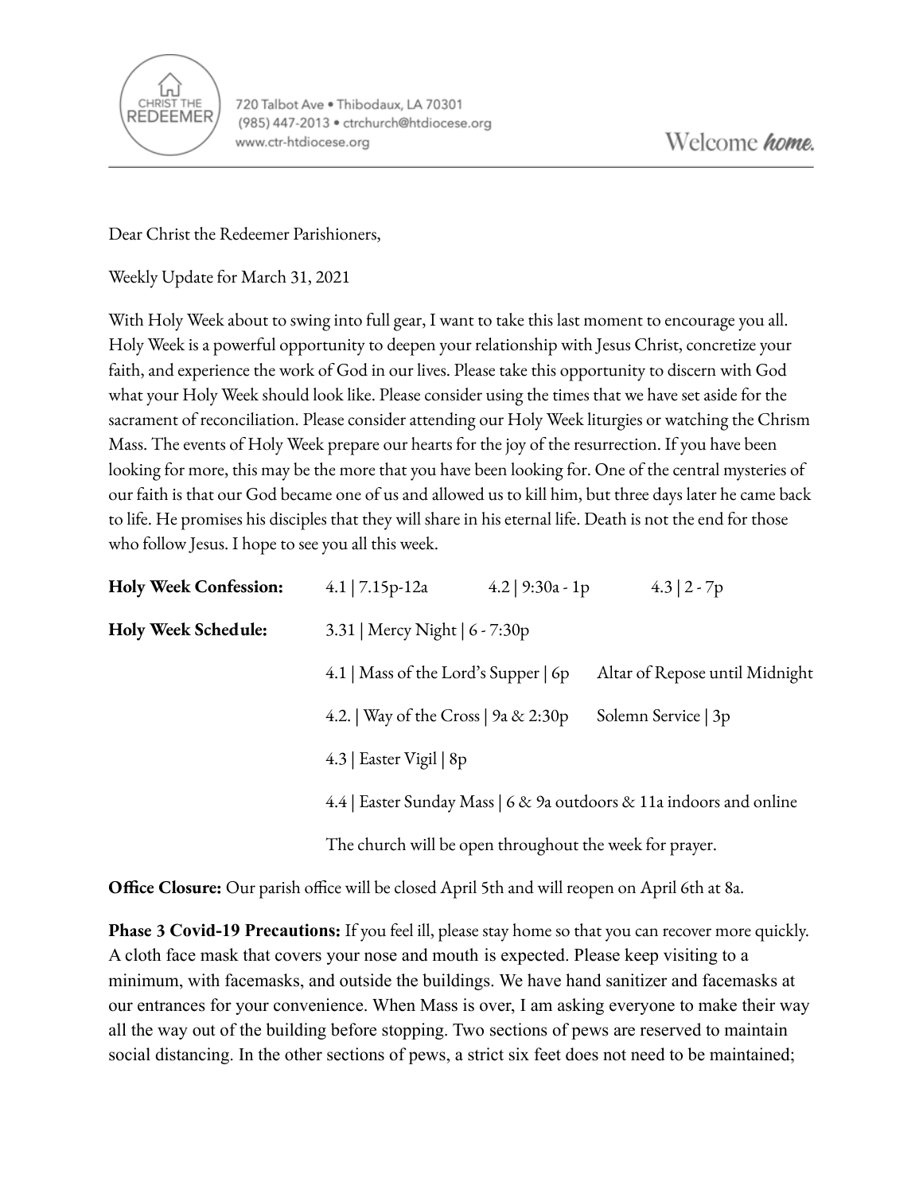CHRIST THE REDEEMER

720 Talbot Ave • Thibodaux, LA 70301
(985) 447-2013 • ctrchurch@htdiocese.org
www.ctr-htdiocese.org

Welcome ***home.***

Dear Christ the Redeemer Parishioners,

Weekly Update for March 31, 2021

With Holy Week about to swing into full gear, I want to take this last moment to encourage you all. Holy Week is a powerful opportunity to deepen your relationship with Jesus Christ, concretize your faith, and experience the work of God in our lives. Please take this opportunity to discern with God what your Holy Week should look like. Please consider using the times that we have set aside for the sacrament of reconciliation. Please consider attending our Holy Week liturgies or watching the Chrism Mass. The events of Holy Week prepare our hearts for the joy of the resurrection. If you have been looking for more, this may be the more that you have been looking for. One of the central mysteries of our faith is that our God became one of us and allowed us to kill him, but three days later he came back to life. He promises his disciples that they will share in his eternal life. Death is not the end for those who follow Jesus. I hope to see you all this week.

**Holy Week Confession:** 4.1 | 7.15p-12a     4.2 | 9:30a - 1p     4.3 | 2 - 7p

**Holy Week Schedule:**

3.31 | Mercy Night | 6 - 7:30p

4.1 | Mass of the Lord's Supper | 6p     Altar of Repose until Midnight

4.2. | Way of the Cross | 9a & 2:30p     Solemn Service | 3p

4.3 | Easter Vigil | 8p

4.4 | Easter Sunday Mass | 6 & 9a outdoors & 11a indoors and online

The church will be open throughout the week for prayer.

**Office Closure:** Our parish office will be closed April 5th and will reopen on April 6th at 8a.

**Phase 3 Covid-19 Precautions:** If you feel ill, please stay home so that you can recover more quickly. A cloth face mask that covers your nose and mouth is expected. Please keep visiting to a minimum, with facemasks, and outside the buildings. We have hand sanitizer and facemasks at our entrances for your convenience. When Mass is over, I am asking everyone to make their way all the way out of the building before stopping. Two sections of pews are reserved to maintain social distancing. In the other sections of pews, a strict six feet does not need to be maintained;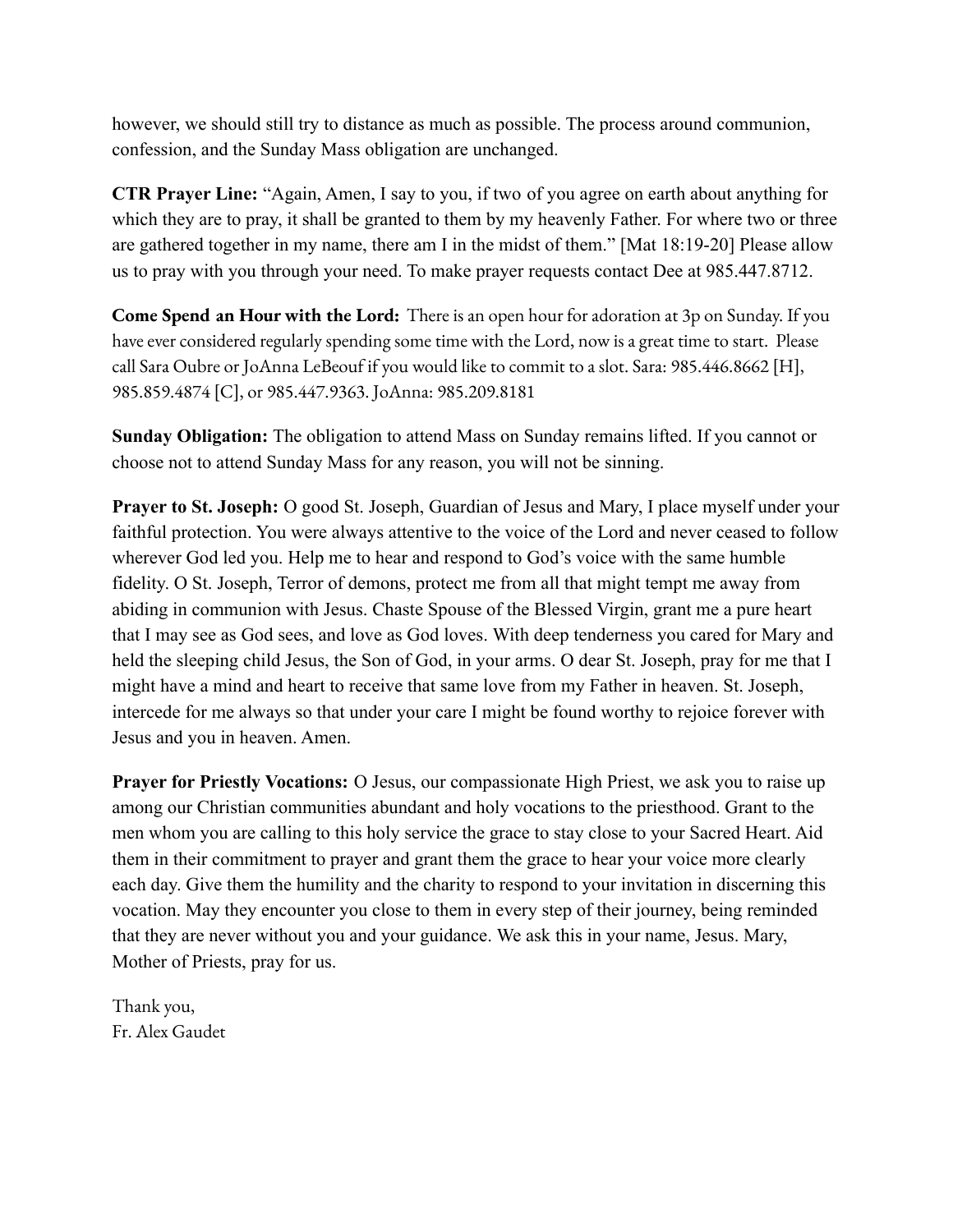however, we should still try to distance as much as possible. The process around communion, confession, and the Sunday Mass obligation are unchanged.

**CTR Prayer Line:** "Again, Amen, I say to you, if two of you agree on earth about anything for which they are to pray, it shall be granted to them by my heavenly Father. For where two or three are gathered together in my name, there am I in the midst of them." [Mat 18:19-20] Please allow us to pray with you through your need. To make prayer requests contact Dee at 985.447.8712.

**Come Spend an Hour with the Lord:** There is an open hour for adoration at 3p on Sunday. If you have ever considered regularly spending some time with the Lord, now is a great time to start. Please call Sara Oubre or JoAnna LeBeouf if you would like to commit to a slot. Sara: 985.446.8662 [H], 985.859.4874 [C], or 985.447.9363. JoAnna: 985.209.8181

**Sunday Obligation:** The obligation to attend Mass on Sunday remains lifted. If you cannot or choose not to attend Sunday Mass for any reason, you will not be sinning.

**Prayer to St. Joseph:** O good St. Joseph, Guardian of Jesus and Mary, I place myself under your faithful protection. You were always attentive to the voice of the Lord and never ceased to follow wherever God led you. Help me to hear and respond to God's voice with the same humble fidelity. O St. Joseph, Terror of demons, protect me from all that might tempt me away from abiding in communion with Jesus. Chaste Spouse of the Blessed Virgin, grant me a pure heart that I may see as God sees, and love as God loves. With deep tenderness you cared for Mary and held the sleeping child Jesus, the Son of God, in your arms. O dear St. Joseph, pray for me that I might have a mind and heart to receive that same love from my Father in heaven. St. Joseph, intercede for me always so that under your care I might be found worthy to rejoice forever with Jesus and you in heaven. Amen.

**Prayer for Priestly Vocations:** O Jesus, our compassionate High Priest, we ask you to raise up among our Christian communities abundant and holy vocations to the priesthood. Grant to the men whom you are calling to this holy service the grace to stay close to your Sacred Heart. Aid them in their commitment to prayer and grant them the grace to hear your voice more clearly each day. Give them the humility and the charity to respond to your invitation in discerning this vocation. May they encounter you close to them in every step of their journey, being reminded that they are never without you and your guidance. We ask this in your name, Jesus. Mary, Mother of Priests, pray for us.

Thank you,  
Fr. Alex Gaudet